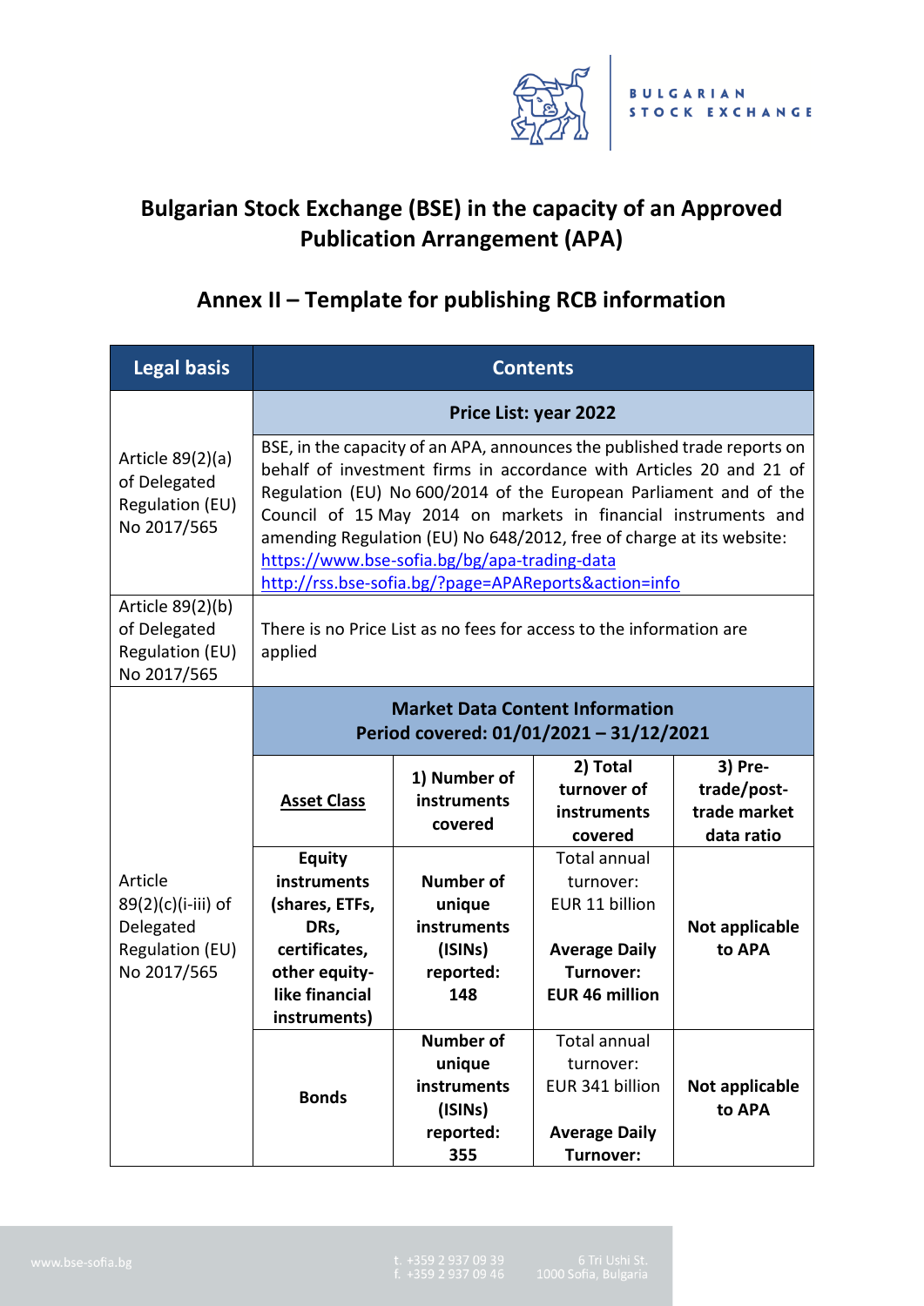# Bulgarian Stock Exchange (BSE) in the capacity of an Approved Publication Arrangement (APA)

## Annex II – Template for publishing RCB information

| Legal basis | Contents | | | |
|---|---|---|---|---|
| | **Price List: year 2022** | | | |
| Article 89(2)(a) of Delegated Regulation (EU) No 2017/565 | BSE, in the capacity of an APA, announces the published trade reports on behalf of investment firms in accordance with Articles 20 and 21 of Regulation (EU) No 600/2014 of the European Parliament and of the Council of 15 May 2014 on markets in financial instruments and amending Regulation (EU) No 648/2012, free of charge at its website: https://www.bse-sofia.bg/bg/apa-trading-data http://rss.bse-sofia.bg/?page=APAReports&action=info | | | |
| Article 89(2)(b) of Delegated Regulation (EU) No 2017/565 | There is no Price List as no fees for access to the information are applied | | | |
| | **Market Data Content Information Period covered: 01/01/2021 – 31/12/2021** | | | |
| | **Asset Class** | **1) Number of instruments covered** | **2) Total turnover of instruments covered** | **3) Pre-trade/post-trade market data ratio** |
| Article 89(2)(c)(i-iii) of Delegated Regulation (EU) No 2017/565 | **Equity instruments (shares, ETFs, DRs, certificates, other equity-like financial instruments)** | **Number of unique instruments (ISINs) reported: 148** | Total annual turnover: EUR 11 billion **Average Daily Turnover: EUR 46 million** | **Not applicable to APA** |
| | **Bonds** | **Number of unique instruments (ISINs) reported: 355** | Total annual turnover: EUR 341 billion **Average Daily Turnover:** | **Not applicable to APA** |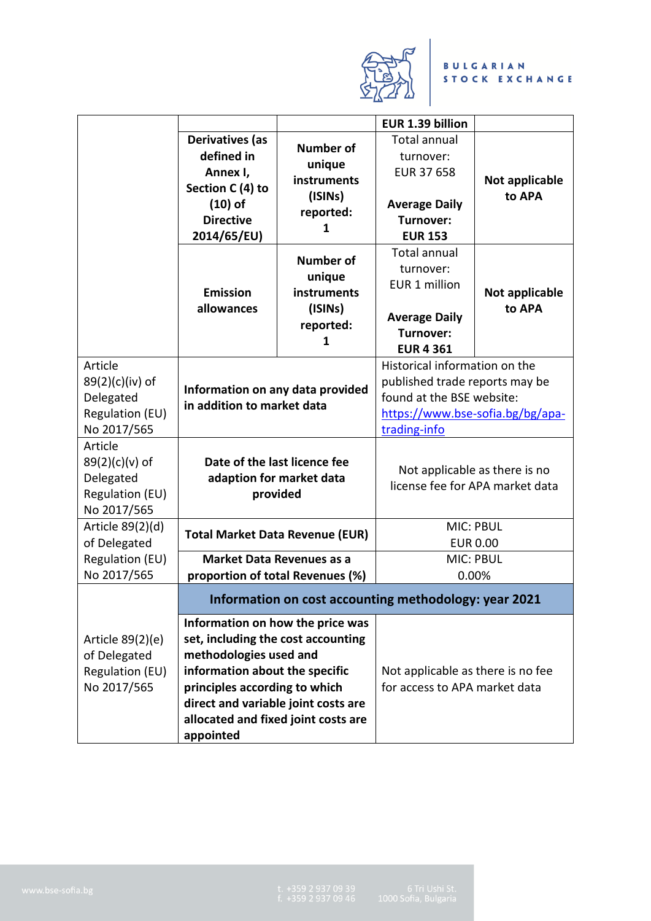| | | | | |
|---|---|---|---|---|
| | | | **EUR 1.39 billion** | |
| | **Derivatives (as defined in Annex I, Section C (4) to (10) of Directive 2014/65/EU)** | **Number of unique instruments (ISINs) reported: 1** | Total annual turnover: EUR 37 658<br><br>**Average Daily Turnover: EUR 153** | **Not applicable to APA** |
| | **Emission allowances** | **Number of unique instruments (ISINs) reported: 1** | Total annual turnover: EUR 1 million<br><br>**Average Daily Turnover: EUR 4 361** | **Not applicable to APA** |
| Article 89(2)(c)(iv) of Delegated Regulation (EU) No 2017/565 | **Information on any data provided in addition to market data** | | Historical information on the published trade reports may be found at the BSE website: [https://www.bse-sofia.bg/bg/apa-trading-info](https://www.bse-sofia.bg/bg/apa-trading-info) | |
| Article 89(2)(c)(v) of Delegated Regulation (EU) No 2017/565 | **Date of the last licence fee adaption for market data provided** | | Not applicable as there is no license fee for APA market data | |
| Article 89(2)(d) of Delegated Regulation (EU) No 2017/565 | **Total Market Data Revenue (EUR)** | | MIC: PBUL<br>EUR 0.00 | |
| | **Market Data Revenues as a proportion of total Revenues (%)** | | MIC: PBUL<br>0.00% | |
| Article 89(2)(e) of Delegated Regulation (EU) No 2017/565 | **Information on cost accounting methodology: year 2021** | | | |
| | **Information on how the price was set, including the cost accounting methodologies used and information about the specific principles according to which direct and variable joint costs are allocated and fixed joint costs are appointed** | | Not applicable as there is no fee for access to APA market data | |